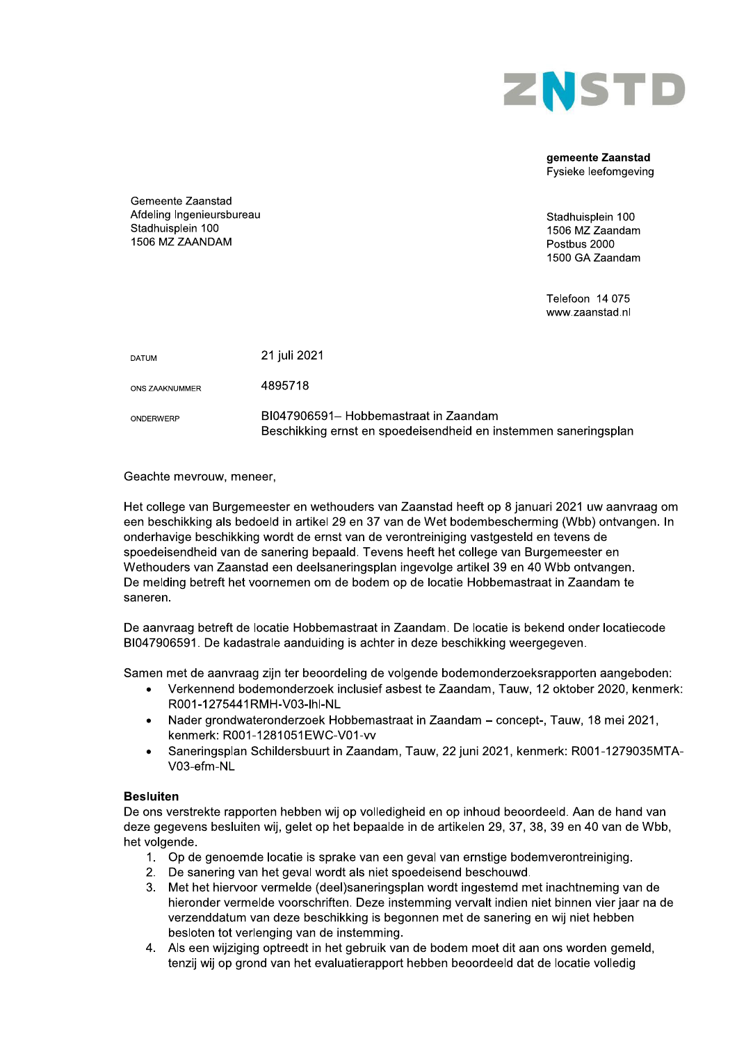ZNSTD

**gemeente Zaanstad**
Fysieke leefomgeving

Stadhuisplein 100
1506 MZ Zaandam
Postbus 2000
1500 GA Zaandam

Telefoon 14 075
www.zaanstad.nl

Gemeente Zaanstad
Afdeling Ingenieursbureau
Stadhuisplein 100
1506 MZ ZAANDAM

| | |
|---|---|
| DATUM | 21 juli 2021 |
| ONS ZAAKNUMMER | 4895718 |
| ONDERWERP | BI047906591– Hobbemastraat in Zaandam<br>Beschikking ernst en spoedeisendheid en instemmen saneringsplan |

Geachte mevrouw, meneer,

Het college van Burgemeester en wethouders van Zaanstad heeft op 8 januari 2021 uw aanvraag om een beschikking als bedoeld in artikel 29 en 37 van de Wet bodembescherming (Wbb) ontvangen. In onderhavige beschikking wordt de ernst van de verontreiniging vastgesteld en tevens de spoedeisendheid van de sanering bepaald. Tevens heeft het college van Burgemeester en Wethouders van Zaanstad een deelsaneringsplan ingevolge artikel 39 en 40 Wbb ontvangen. De melding betreft het voornemen om de bodem op de locatie Hobbemastraat in Zaandam te saneren.

De aanvraag betreft de locatie Hobbemastraat in Zaandam. De locatie is bekend onder locatiecode BI047906591. De kadastrale aanduiding is achter in deze beschikking weergegeven.

Samen met de aanvraag zijn ter beoordeling de volgende bodemonderzoeksrapporten aangeboden:

- Verkennend bodemonderzoek inclusief asbest te Zaandam, Tauw, 12 oktober 2020, kenmerk: R001-1275441RMH-V03-lhl-NL
- Nader grondwateronderzoek Hobbemastraat in Zaandam – concept-, Tauw, 18 mei 2021, kenmerk: R001-1281051EWC-V01-vv
- Saneringsplan Schildersbuurt in Zaandam, Tauw, 22 juni 2021, kenmerk: R001-1279035MTA-V03-efm-NL

**Besluiten**

De ons verstrekte rapporten hebben wij op volledigheid en op inhoud beoordeeld. Aan de hand van deze gegevens besluiten wij, gelet op het bepaalde in de artikelen 29, 37, 38, 39 en 40 van de Wbb, het volgende.

1. Op de genoemde locatie is sprake van een geval van ernstige bodemverontreiniging.
2. De sanering van het geval wordt als niet spoedeisend beschouwd.
3. Met het hiervoor vermelde (deel)saneringsplan wordt ingestemd met inachtneming van de hieronder vermelde voorschriften. Deze instemming vervalt indien niet binnen vier jaar na de verzenddatum van deze beschikking is begonnen met de sanering en wij niet hebben besloten tot verlenging van de instemming.
4. Als een wijziging optreedt in het gebruik van de bodem moet dit aan ons worden gemeld, tenzij wij op grond van het evaluatierapport hebben beoordeeld dat de locatie volledig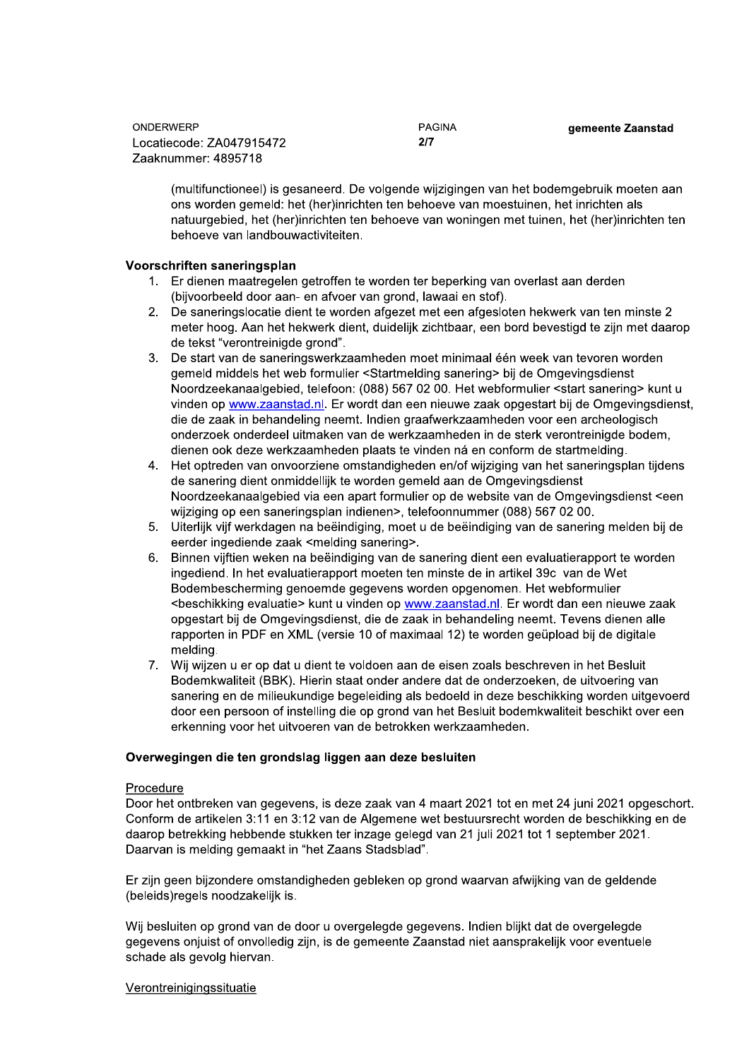(multifunctioneel) is gesaneerd. De volgende wijzigingen van het bodemgebruik moeten aan ons worden gemeld: het (her)inrichten ten behoeve van moestuinen, het inrichten als natuurgebied, het (her)inrichten ten behoeve van woningen met tuinen, het (her)inrichten ten behoeve van landbouwactiviteiten.

**Voorschriften saneringsplan**

1. Er dienen maatregelen getroffen te worden ter beperking van overlast aan derden (bijvoorbeeld door aan- en afvoer van grond, lawaai en stof).
2. De saneringslocatie dient te worden afgezet met een afgesloten hekwerk van ten minste 2 meter hoog. Aan het hekwerk dient, duidelijk zichtbaar, een bord bevestigd te zijn met daarop de tekst "verontreinigde grond".
3. De start van de saneringswerkzaamheden moet minimaal één week van tevoren worden gemeld middels het web formulier <Startmelding sanering> bij de Omgevingsdienst Noordzeekanaalgebied, telefoon: (088) 567 02 00. Het webformulier <start sanering> kunt u vinden op www.zaanstad.nl. Er wordt dan een nieuwe zaak opgestart bij de Omgevingsdienst, die de zaak in behandeling neemt. Indien graafwerkzaamheden voor een archeologisch onderzoek onderdeel uitmaken van de werkzaamheden in de sterk verontreinigde bodem, dienen ook deze werkzaamheden plaats te vinden ná en conform de startmelding.
4. Het optreden van onvoorziene omstandigheden en/of wijziging van het saneringsplan tijdens de sanering dient onmiddellijk te worden gemeld aan de Omgevingsdienst Noordzeekanaalgebied via een apart formulier op de website van de Omgevingsdienst <een wijziging op een saneringsplan indienen>, telefoonnummer (088) 567 02 00.
5. Uiterlijk vijf werkdagen na beëindiging, moet u de beëindiging van de sanering melden bij de eerder ingediende zaak <melding sanering>.
6. Binnen vijftien weken na beëindiging van de sanering dient een evaluatierapport te worden ingediend. In het evaluatierapport moeten ten minste de in artikel 39c van de Wet Bodembescherming genoemde gegevens worden opgenomen. Het webformulier <beschikking evaluatie> kunt u vinden op www.zaanstad.nl. Er wordt dan een nieuwe zaak opgestart bij de Omgevingsdienst, die de zaak in behandeling neemt. Tevens dienen alle rapporten in PDF en XML (versie 10 of maximaal 12) te worden geüpload bij de digitale melding.
7. Wij wijzen u er op dat u dient te voldoen aan de eisen zoals beschreven in het Besluit Bodemkwaliteit (BBK). Hierin staat onder andere dat de onderzoeken, de uitvoering van sanering en de milieukundige begeleiding als bedoeld in deze beschikking worden uitgevoerd door een persoon of instelling die op grond van het Besluit bodemkwaliteit beschikt over een erkenning voor het uitvoeren van de betrokken werkzaamheden.

**Overwegingen die ten grondslag liggen aan deze besluiten**

Procedure

Door het ontbreken van gegevens, is deze zaak van 4 maart 2021 tot en met 24 juni 2021 opgeschort. Conform de artikelen 3:11 en 3:12 van de Algemene wet bestuursrecht worden de beschikking en de daarop betrekking hebbende stukken ter inzage gelegd van 21 juli 2021 tot 1 september 2021. Daarvan is melding gemaakt in "het Zaans Stadsblad".

Er zijn geen bijzondere omstandigheden gebleken op grond waarvan afwijking van de geldende (beleids)regels noodzakelijk is.

Wij besluiten op grond van de door u overgelegde gegevens. Indien blijkt dat de overgelegde gegevens onjuist of onvolledig zijn, is de gemeente Zaanstad niet aansprakelijk voor eventuele schade als gevolg hiervan.

Verontreinigingssituatie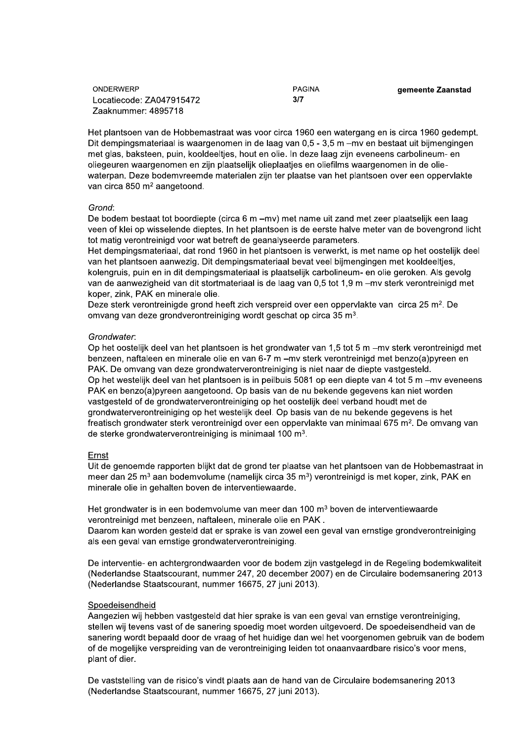Het plantsoen van de Hobbemastraat was voor circa 1960 een watergang en is circa 1960 gedempt. Dit dempingsmateriaal is waargenomen in de laag van 0,5 - 3,5 m –mv en bestaat uit bijmengingen met glas, baksteen, puin, kooldeeltjes, hout en olie. In deze laag zijn eveneens carbolineum- en oliegeuren waargenomen en zijn plaatselijk olieplaatjes en oliefilms waargenomen in de olie-waterpan. Deze bodemvreemde materialen zijn ter plaatse van het plantsoen over een oppervlakte van circa 850 m² aangetoond.

*Grond*:
De bodem bestaat tot boordiepte (circa 6 m –mv) met name uit zand met zeer plaatselijk een laag veen of klei op wisselende dieptes. In het plantsoen is de eerste halve meter van de bovengrond licht tot matig verontreinigd voor wat betreft de geanalyseerde parameters.
Het dempingsmateriaal, dat rond 1960 in het plantsoen is verwerkt, is met name op het oostelijk deel van het plantsoen aanwezig. Dit dempingsmateriaal bevat veel bijmengingen met kooldeeltjes, kolengruis, puin en in dit dempingsmateriaal is plaatselijk carbolineum- en olie geroken. Als gevolg van de aanwezigheid van dit stortmateriaal is de laag van 0,5 tot 1,9 m –mv sterk verontreinigd met koper, zink, PAK en minerale olie.
Deze sterk verontreinigde grond heeft zich verspreid over een oppervlakte van circa 25 m². De omvang van deze grondverontreiniging wordt geschat op circa 35 m³.

*Grondwater*:
Op het oostelijk deel van het plantsoen is het grondwater van 1,5 tot 5 m –mv sterk verontreinigd met benzeen, naftaleen en minerale olie en van 6-7 m –mv sterk verontreinigd met benzo(a)pyreen en PAK. De omvang van deze grondwaterverontreiniging is niet naar de diepte vastgesteld.
Op het westelijk deel van het plantsoen is in peilbuis 5081 op een diepte van 4 tot 5 m –mv eveneens PAK en benzo(a)pyreen aangetoond. Op basis van de nu bekende gegevens kan niet worden vastgesteld of de grondwaterverontreiniging op het oostelijk deel verband houdt met de grondwaterverontreiniging op het westelijk deel. Op basis van de nu bekende gegevens is het freatisch grondwater sterk verontreinigd over een oppervlakte van minimaal 675 m². De omvang van de sterke grondwaterverontreiniging is minimaal 100 m³.

## Ernst

Uit de genoemde rapporten blijkt dat de grond ter plaatse van het plantsoen van de Hobbemastraat in meer dan 25 m³ aan bodemvolume (namelijk circa 35 m³) verontreinigd is met koper, zink, PAK en minerale olie in gehalten boven de interventiewaarde.

Het grondwater is in een bodemvolume van meer dan 100 m³ boven de interventiewaarde verontreinigd met benzeen, naftaleen, minerale olie en PAK .
Daarom kan worden gesteld dat er sprake is van zowel een geval van ernstige grondverontreiniging als een geval van ernstige grondwaterverontreiniging.

De interventie- en achtergrondwaarden voor de bodem zijn vastgelegd in de Regeling bodemkwaliteit (Nederlandse Staatscourant, nummer 247, 20 december 2007) en de Circulaire bodemsanering 2013 (Nederlandse Staatscourant, nummer 16675, 27 juni 2013).

## Spoedeisendheid

Aangezien wij hebben vastgesteld dat hier sprake is van een geval van ernstige verontreiniging, stellen wij tevens vast of de sanering spoedig moet worden uitgevoerd. De spoedeisendheid van de sanering wordt bepaald door de vraag of het huidige dan wel het voorgenomen gebruik van de bodem of de mogelijke verspreiding van de verontreiniging leiden tot onaanvaardbare risico's voor mens, plant of dier.

De vaststelling van de risico's vindt plaats aan de hand van de Circulaire bodemsanering 2013 (Nederlandse Staatscourant, nummer 16675, 27 juni 2013).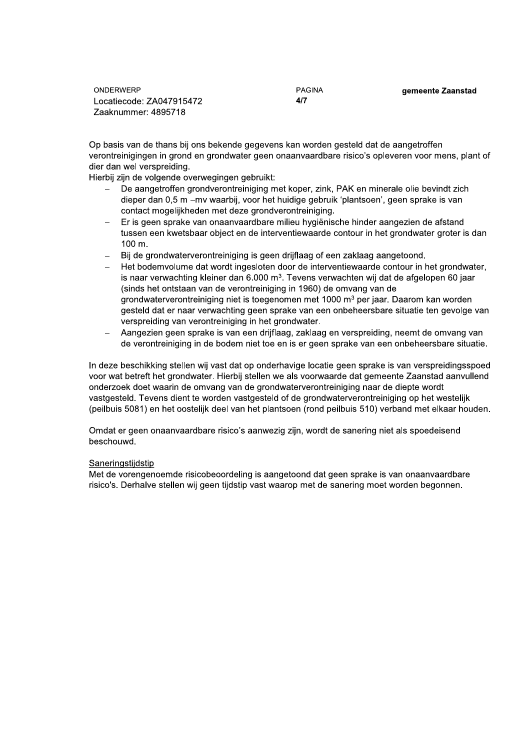Op basis van de thans bij ons bekende gegevens kan worden gesteld dat de aangetroffen verontreinigingen in grond en grondwater geen onaanvaardbare risico's opleveren voor mens, plant of dier dan wel verspreiding.
Hierbij zijn de volgende overwegingen gebruikt:

- De aangetroffen grondverontreiniging met koper, zink, PAK en minerale olie bevindt zich dieper dan 0,5 m –mv waarbij, voor het huidige gebruik 'plantsoen', geen sprake is van contact mogelijkheden met deze grondverontreiniging.
- Er is geen sprake van onaanvaardbare milieu hygiënische hinder aangezien de afstand tussen een kwetsbaar object en de interventiewaarde contour in het grondwater groter is dan 100 m.
- Bij de grondwaterverontreiniging is geen drijflaag of een zaklaag aangetoond.
- Het bodemvolume dat wordt ingesloten door de interventiewaarde contour in het grondwater, is naar verwachting kleiner dan 6.000 m³. Tevens verwachten wij dat de afgelopen 60 jaar (sinds het ontstaan van de verontreiniging in 1960) de omvang van de grondwaterverontreiniging niet is toegenomen met 1000 m³ per jaar. Daarom kan worden gesteld dat er naar verwachting geen sprake van een onbeheersbare situatie ten gevolge van verspreiding van verontreiniging in het grondwater.
- Aangezien geen sprake is van een drijflaag, zaklaag en verspreiding, neemt de omvang van de verontreiniging in de bodem niet toe en is er geen sprake van een onbeheersbare situatie.

In deze beschikking stellen wij vast dat op onderhavige locatie geen sprake is van verspreidingsspoed voor wat betreft het grondwater. Hierbij stellen we als voorwaarde dat gemeente Zaanstad aanvullend onderzoek doet waarin de omvang van de grondwaterverontreiniging naar de diepte wordt vastgesteld. Tevens dient te worden vastgesteld of de grondwaterverontreiniging op het westelijk (peilbuis 5081) en het oostelijk deel van het plantsoen (rond peilbuis 510) verband met elkaar houden.

Omdat er geen onaanvaardbare risico's aanwezig zijn, wordt de sanering niet als spoedeisend beschouwd.

Saneringstijdstip

Met de vorengenoemde risicobeoordeling is aangetoond dat geen sprake is van onaanvaardbare risico's. Derhalve stellen wij geen tijdstip vast waarop met de sanering moet worden begonnen.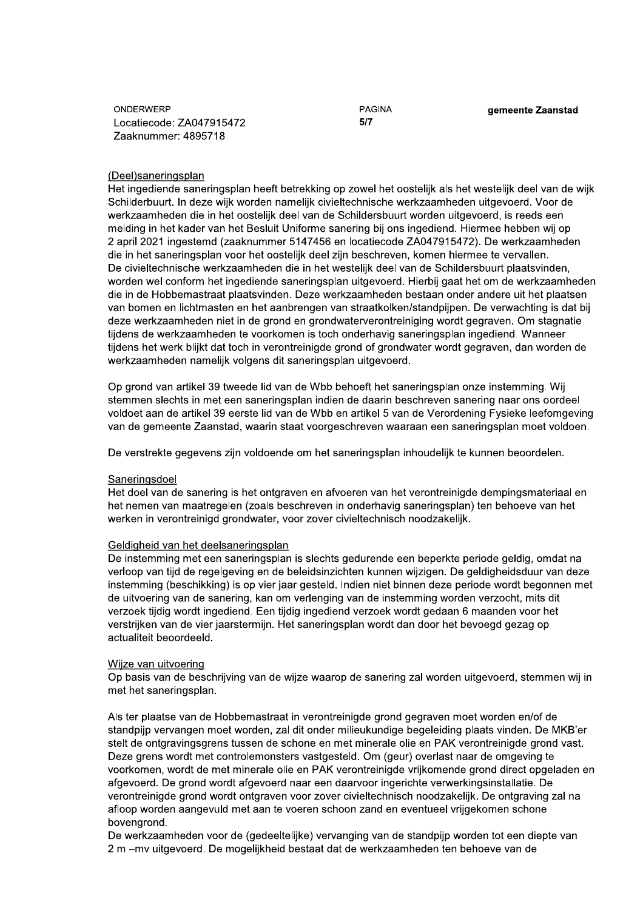(Deel)saneringsplan

Het ingediende saneringsplan heeft betrekking op zowel het oostelijk als het westelijk deel van de wijk Schilderbuurt. In deze wijk worden namelijk civieltechnische werkzaamheden uitgevoerd. Voor de werkzaamheden die in het oostelijk deel van de Schildersbuurt worden uitgevoerd, is reeds een melding in het kader van het Besluit Uniforme sanering bij ons ingediend. Hiermee hebben wij op 2 april 2021 ingestemd (zaaknummer 5147456 en locatiecode ZA047915472). De werkzaamheden die in het saneringsplan voor het oostelijk deel zijn beschreven, komen hiermee te vervallen.
De civieltechnische werkzaamheden die in het westelijk deel van de Schildersbuurt plaatsvinden, worden wel conform het ingediende saneringsplan uitgevoerd. Hierbij gaat het om de werkzaamheden die in de Hobbemastraat plaatsvinden. Deze werkzaamheden bestaan onder andere uit het plaatsen van bomen en lichtmasten en het aanbrengen van straatkolken/standpijpen. De verwachting is dat bij deze werkzaamheden niet in de grond en grondwaterverontreiniging wordt gegraven. Om stagnatie tijdens de werkzaamheden te voorkomen is toch onderhavig saneringsplan ingediend. Wanneer tijdens het werk blijkt dat toch in verontreinigde grond of grondwater wordt gegraven, dan worden de werkzaamheden namelijk volgens dit saneringsplan uitgevoerd.

Op grond van artikel 39 tweede lid van de Wbb behoeft het saneringsplan onze instemming. Wij stemmen slechts in met een saneringsplan indien de daarin beschreven sanering naar ons oordeel voldoet aan de artikel 39 eerste lid van de Wbb en artikel 5 van de Verordening Fysieke leefomgeving van de gemeente Zaanstad, waarin staat voorgeschreven waaraan een saneringsplan moet voldoen.

De verstrekte gegevens zijn voldoende om het saneringsplan inhoudelijk te kunnen beoordelen.

Saneringsdoel

Het doel van de sanering is het ontgraven en afvoeren van het verontreinigde dempingsmateriaal en het nemen van maatregelen (zoals beschreven in onderhavig saneringsplan) ten behoeve van het werken in verontreinigd grondwater, voor zover civieltechnisch noodzakelijk.

Geldigheid van het deelsaneringsplan

De instemming met een saneringsplan is slechts gedurende een beperkte periode geldig, omdat na verloop van tijd de regelgeving en de beleidsinzichten kunnen wijzigen. De geldigheidsduur van deze instemming (beschikking) is op vier jaar gesteld. Indien niet binnen deze periode wordt begonnen met de uitvoering van de sanering, kan om verlenging van de instemming worden verzocht, mits dit verzoek tijdig wordt ingediend. Een tijdig ingediend verzoek wordt gedaan 6 maanden voor het verstrijken van de vier jaarstermijn. Het saneringsplan wordt dan door het bevoegd gezag op actualiteit beoordeeld.

Wijze van uitvoering

Op basis van de beschrijving van de wijze waarop de sanering zal worden uitgevoerd, stemmen wij in met het saneringsplan.

Als ter plaatse van de Hobbemastraat in verontreinigde grond gegraven moet worden en/of de standpijp vervangen moet worden, zal dit onder milieukundige begeleiding plaats vinden. De MKB'er stelt de ontgravingsgrens tussen de schone en met minerale olie en PAK verontreinigde grond vast. Deze grens wordt met controlemonsters vastgesteld. Om (geur) overlast naar de omgeving te voorkomen, wordt de met minerale olie en PAK verontreinigde vrijkomende grond direct opgeladen en afgevoerd. De grond wordt afgevoerd naar een daarvoor ingerichte verwerkingsinstallatie. De verontreinigde grond wordt ontgraven voor zover civieltechnisch noodzakelijk. De ontgraving zal na afloop worden aangevuld met aan te voeren schoon zand en eventueel vrijgekomen schone bovengrond.
De werkzaamheden voor de (gedeeltelijke) vervanging van de standpijp worden tot een diepte van 2 m –mv uitgevoerd. De mogelijkheid bestaat dat de werkzaamheden ten behoeve van de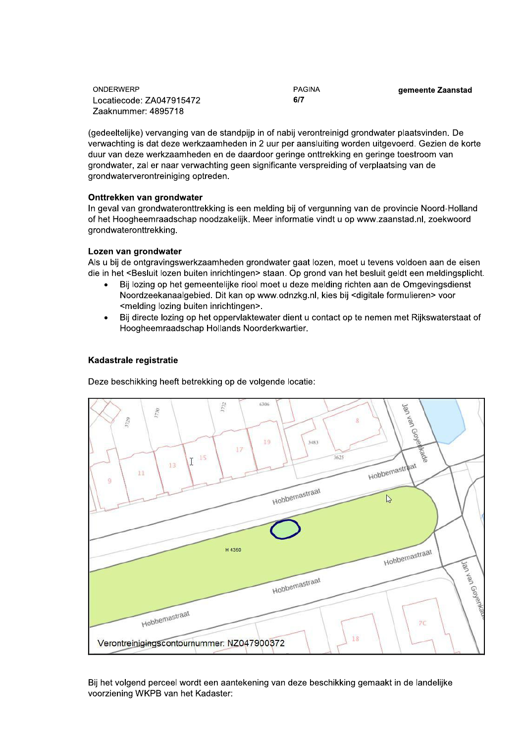ONDERWERP
Locatiecode: ZA047915472
Zaaknummer: 4895718

gemeente Zaanstad

(gedeeltelijke) vervanging van de standpijp in of nabij verontreinigd grondwater plaatsvinden. De verwachting is dat deze werkzaamheden in 2 uur per aansluiting worden uitgevoerd. Gezien de korte duur van deze werkzaamheden en de daardoor geringe onttrekking en geringe toestroom van grondwater, zal er naar verwachting geen significante verspreiding of verplaatsing van de grondwaterverontreiniging optreden.

**Onttrekken van grondwater**

In geval van grondwateronttrekking is een melding bij of vergunning van de provincie Noord-Holland of het Hoogheemraadschap noodzakelijk. Meer informatie vindt u op www.zaanstad.nl, zoekwoord grondwateronttrekking.

**Lozen van grondwater**

Als u bij de ontgravingswerkzaamheden grondwater gaat lozen, moet u tevens voldoen aan de eisen die in het <Besluit lozen buiten inrichtingen> staan. Op grond van het besluit geldt een meldingsplicht.

- Bij lozing op het gemeentelijke riool moet u deze melding richten aan de Omgevingsdienst Noordzeekanaalgebied. Dit kan op www.odnzkg.nl, kies bij <digitale formulieren> voor <melding lozing buiten inrichtingen>.
- Bij directe lozing op het oppervlaktewater dient u contact op te nemen met Rijkswaterstaat of Hoogheemraadschap Hollands Noorderkwartier.

**Kadastrale registratie**

Deze beschikking heeft betrekking op de volgende locatie:

Verontreinigingscontournummer: NZ047900372

Bij het volgend perceel wordt een aantekening van deze beschikking gemaakt in de landelijke voorziening WKPB van het Kadaster: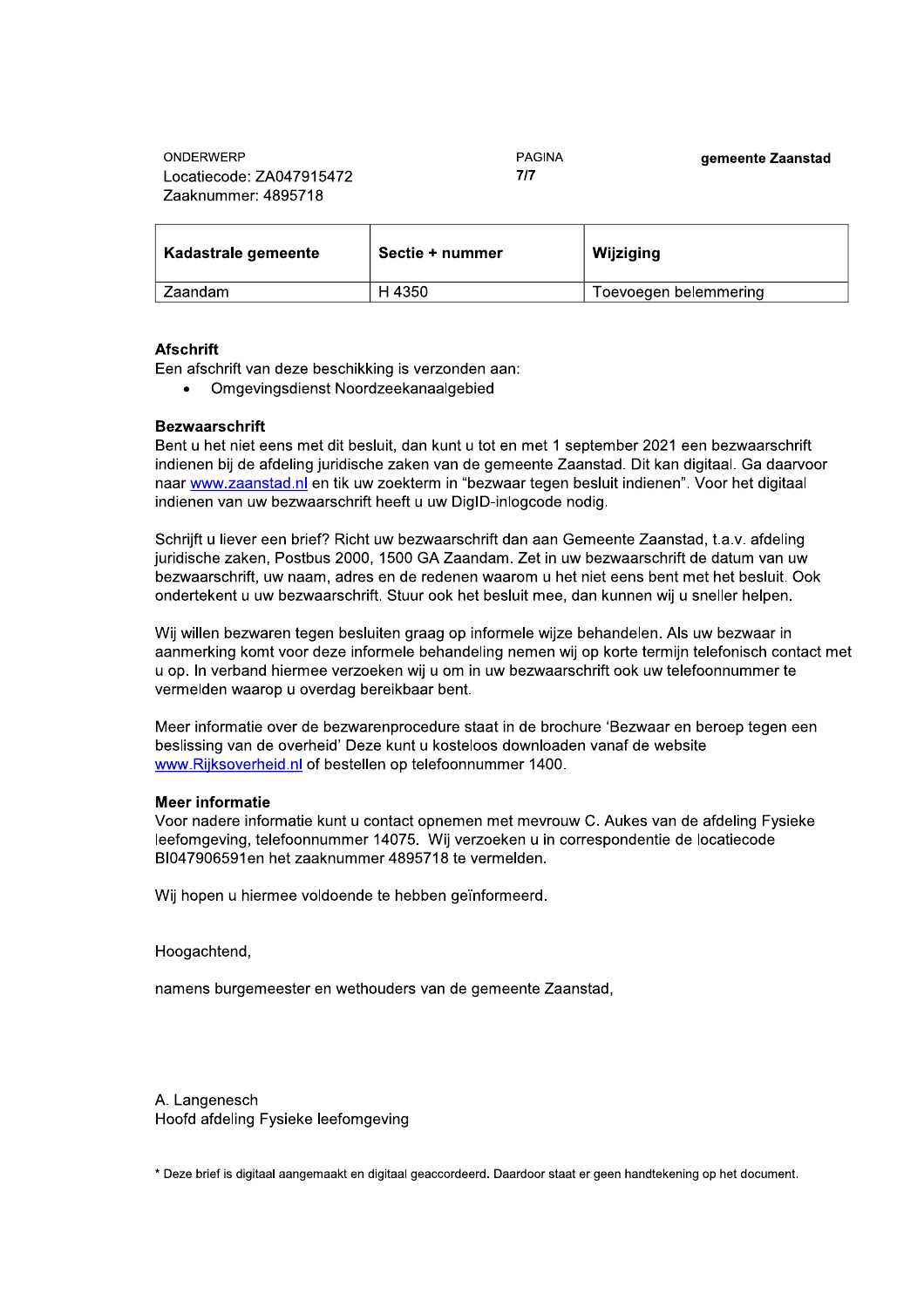ONDERWERP
Locatiecode: ZA047915472
Zaaknummer: 4895718

**gemeente Zaanstad**

| **Kadastrale gemeente** | **Sectie + nummer** | **Wijziging** |
|---|---|---|
| Zaandam | H 4350 | Toevoegen belemmering |

**Afschrift**
Een afschrift van deze beschikking is verzonden aan:

- Omgevingsdienst Noordzeekanaalgebied

**Bezwaarschrift**
Bent u het niet eens met dit besluit, dan kunt u tot en met 1 september 2021 een bezwaarschrift indienen bij de afdeling juridische zaken van de gemeente Zaanstad. Dit kan digitaal. Ga daarvoor naar www.zaanstad.nl en tik uw zoekterm in "bezwaar tegen besluit indienen". Voor het digitaal indienen van uw bezwaarschrift heeft u uw DigID-inlogcode nodig.

Schrijft u liever een brief? Richt uw bezwaarschrift dan aan Gemeente Zaanstad, t.a.v. afdeling juridische zaken, Postbus 2000, 1500 GA Zaandam. Zet in uw bezwaarschrift de datum van uw bezwaarschrift, uw naam, adres en de redenen waarom u het niet eens bent met het besluit. Ook ondertekent u uw bezwaarschrift. Stuur ook het besluit mee, dan kunnen wij u sneller helpen.

Wij willen bezwaren tegen besluiten graag op informele wijze behandelen. Als uw bezwaar in aanmerking komt voor deze informele behandeling nemen wij op korte termijn telefonisch contact met u op. In verband hiermee verzoeken wij u om in uw bezwaarschrift ook uw telefoonnummer te vermelden waarop u overdag bereikbaar bent.

Meer informatie over de bezwarenprocedure staat in de brochure 'Bezwaar en beroep tegen een beslissing van de overheid' Deze kunt u kosteloos downloaden vanaf de website www.Rijksoverheid.nl of bestellen op telefoonnummer 1400.

**Meer informatie**
Voor nadere informatie kunt u contact opnemen met mevrouw C. Aukes van de afdeling Fysieke leefomgeving, telefoonnummer 14075. Wij verzoeken u in correspondentie de locatiecode BI047906591en het zaaknummer 4895718 te vermelden.

Wij hopen u hiermee voldoende te hebben geïnformeerd.

Hoogachtend,

namens burgemeester en wethouders van de gemeente Zaanstad,

A. Langenesch
Hoofd afdeling Fysieke leefomgeving

* Deze brief is digitaal aangemaakt en digitaal geaccordeerd. Daardoor staat er geen handtekening op het document.